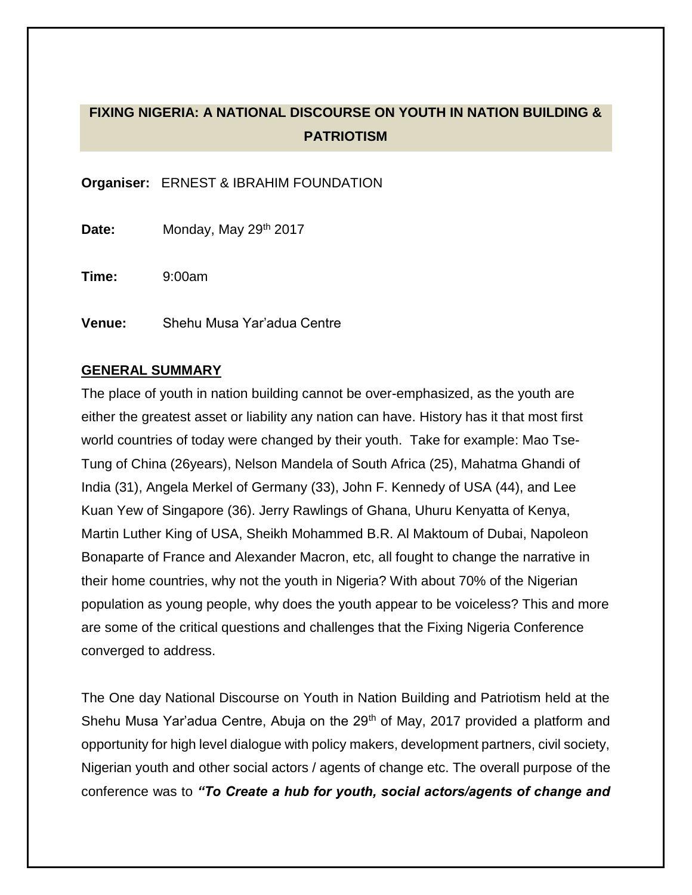# FIXING NIGERIA: A NATIONAL DISCOURSE ON YOUTH IN NATION BUILDING & PATRIOTISM

**Organiser:** ERNEST & IBRAHIM FOUNDATION

**Date:** Monday, May 29th 2017

**Time:** 9:00am

**Venue:** Shehu Musa Yar'adua Centre

## GENERAL SUMMARY

The place of youth in nation building cannot be over-emphasized, as the youth are either the greatest asset or liability any nation can have. History has it that most first world countries of today were changed by their youth. Take for example: Mao Tse-Tung of China (26years), Nelson Mandela of South Africa (25), Mahatma Ghandi of India (31), Angela Merkel of Germany (33), John F. Kennedy of USA (44), and Lee Kuan Yew of Singapore (36). Jerry Rawlings of Ghana, Uhuru Kenyatta of Kenya, Martin Luther King of USA, Sheikh Mohammed B.R. Al Maktoum of Dubai, Napoleon Bonaparte of France and Alexander Macron, etc, all fought to change the narrative in their home countries, why not the youth in Nigeria? With about 70% of the Nigerian population as young people, why does the youth appear to be voiceless? This and more are some of the critical questions and challenges that the Fixing Nigeria Conference converged to address.

The One day National Discourse on Youth in Nation Building and Patriotism held at the Shehu Musa Yar'adua Centre, Abuja on the 29th of May, 2017 provided a platform and opportunity for high level dialogue with policy makers, development partners, civil society, Nigerian youth and other social actors / agents of change etc. The overall purpose of the conference was to ***"To Create a hub for youth, social actors/agents of change and***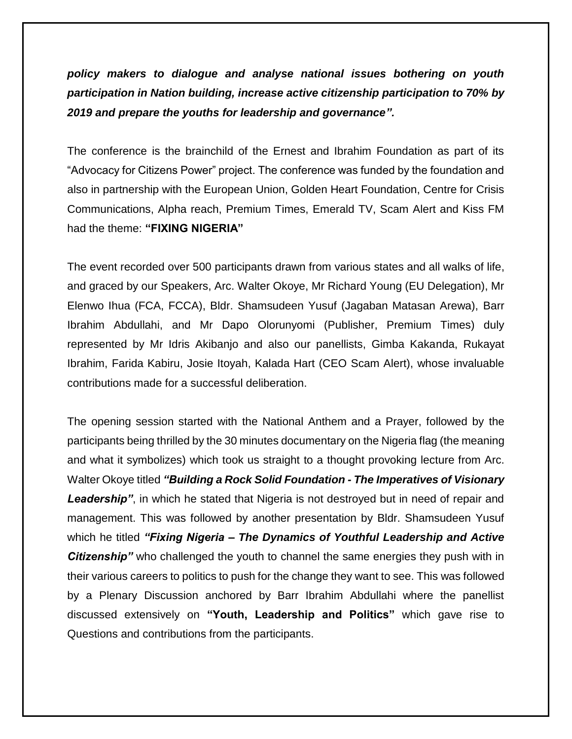***policy makers to dialogue and analyse national issues bothering on youth participation in Nation building, increase active citizenship participation to 70% by 2019 and prepare the youths for leadership and governance".***

The conference is the brainchild of the Ernest and Ibrahim Foundation as part of its "Advocacy for Citizens Power" project. The conference was funded by the foundation and also in partnership with the European Union, Golden Heart Foundation, Centre for Crisis Communications, Alpha reach, Premium Times, Emerald TV, Scam Alert and Kiss FM had the theme: **"FIXING NIGERIA"**

The event recorded over 500 participants drawn from various states and all walks of life, and graced by our Speakers, Arc. Walter Okoye, Mr Richard Young (EU Delegation), Mr Elenwo Ihua (FCA, FCCA), Bldr. Shamsudeen Yusuf (Jagaban Matasan Arewa), Barr Ibrahim Abdullahi, and Mr Dapo Olorunyomi (Publisher, Premium Times) duly represented by Mr Idris Akibanjo and also our panellists, Gimba Kakanda, Rukayat Ibrahim, Farida Kabiru, Josie Itoyah, Kalada Hart (CEO Scam Alert), whose invaluable contributions made for a successful deliberation.

The opening session started with the National Anthem and a Prayer, followed by the participants being thrilled by the 30 minutes documentary on the Nigeria flag (the meaning and what it symbolizes) which took us straight to a thought provoking lecture from Arc. Walter Okoye titled ***"Building a Rock Solid Foundation - The Imperatives of Visionary Leadership"***, in which he stated that Nigeria is not destroyed but in need of repair and management. This was followed by another presentation by Bldr. Shamsudeen Yusuf which he titled ***"Fixing Nigeria – The Dynamics of Youthful Leadership and Active Citizenship"*** who challenged the youth to channel the same energies they push with in their various careers to politics to push for the change they want to see. This was followed by a Plenary Discussion anchored by Barr Ibrahim Abdullahi where the panellist discussed extensively on **"Youth, Leadership and Politics"** which gave rise to Questions and contributions from the participants.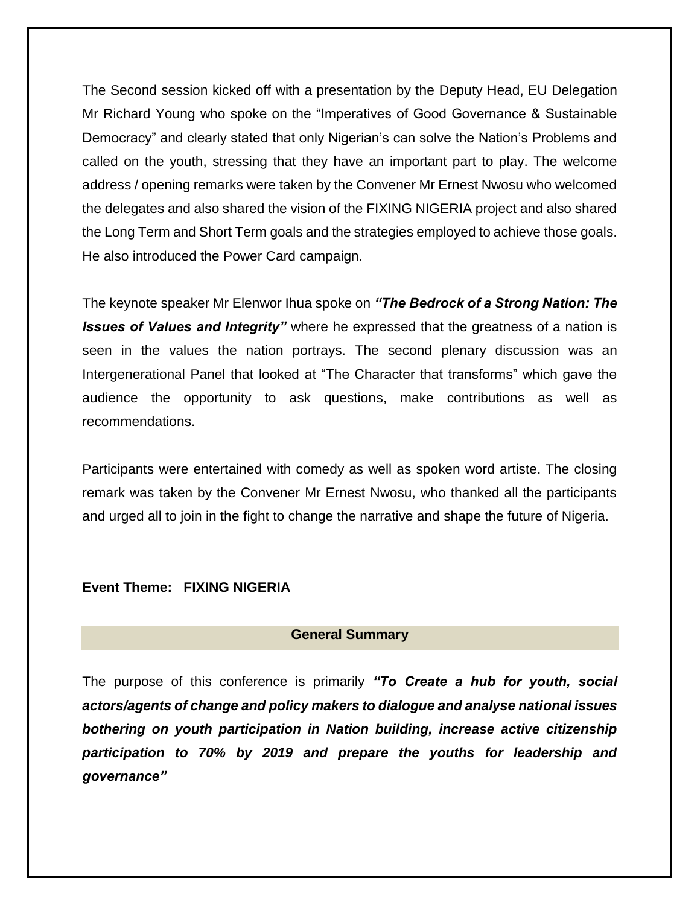The Second session kicked off with a presentation by the Deputy Head, EU Delegation Mr Richard Young who spoke on the "Imperatives of Good Governance & Sustainable Democracy" and clearly stated that only Nigerian's can solve the Nation's Problems and called on the youth, stressing that they have an important part to play. The welcome address / opening remarks were taken by the Convener Mr Ernest Nwosu who welcomed the delegates and also shared the vision of the FIXING NIGERIA project and also shared the Long Term and Short Term goals and the strategies employed to achieve those goals. He also introduced the Power Card campaign.

The keynote speaker Mr Elenwor Ihua spoke on ***"The Bedrock of a Strong Nation: The Issues of Values and Integrity"*** where he expressed that the greatness of a nation is seen in the values the nation portrays. The second plenary discussion was an Intergenerational Panel that looked at "The Character that transforms" which gave the audience the opportunity to ask questions, make contributions as well as recommendations.

Participants were entertained with comedy as well as spoken word artiste. The closing remark was taken by the Convener Mr Ernest Nwosu, who thanked all the participants and urged all to join in the fight to change the narrative and shape the future of Nigeria.

**Event Theme: FIXING NIGERIA**

**General Summary**

The purpose of this conference is primarily ***"To Create a hub for youth, social actors/agents of change and policy makers to dialogue and analyse national issues bothering on youth participation in Nation building, increase active citizenship participation to 70% by 2019 and prepare the youths for leadership and governance"***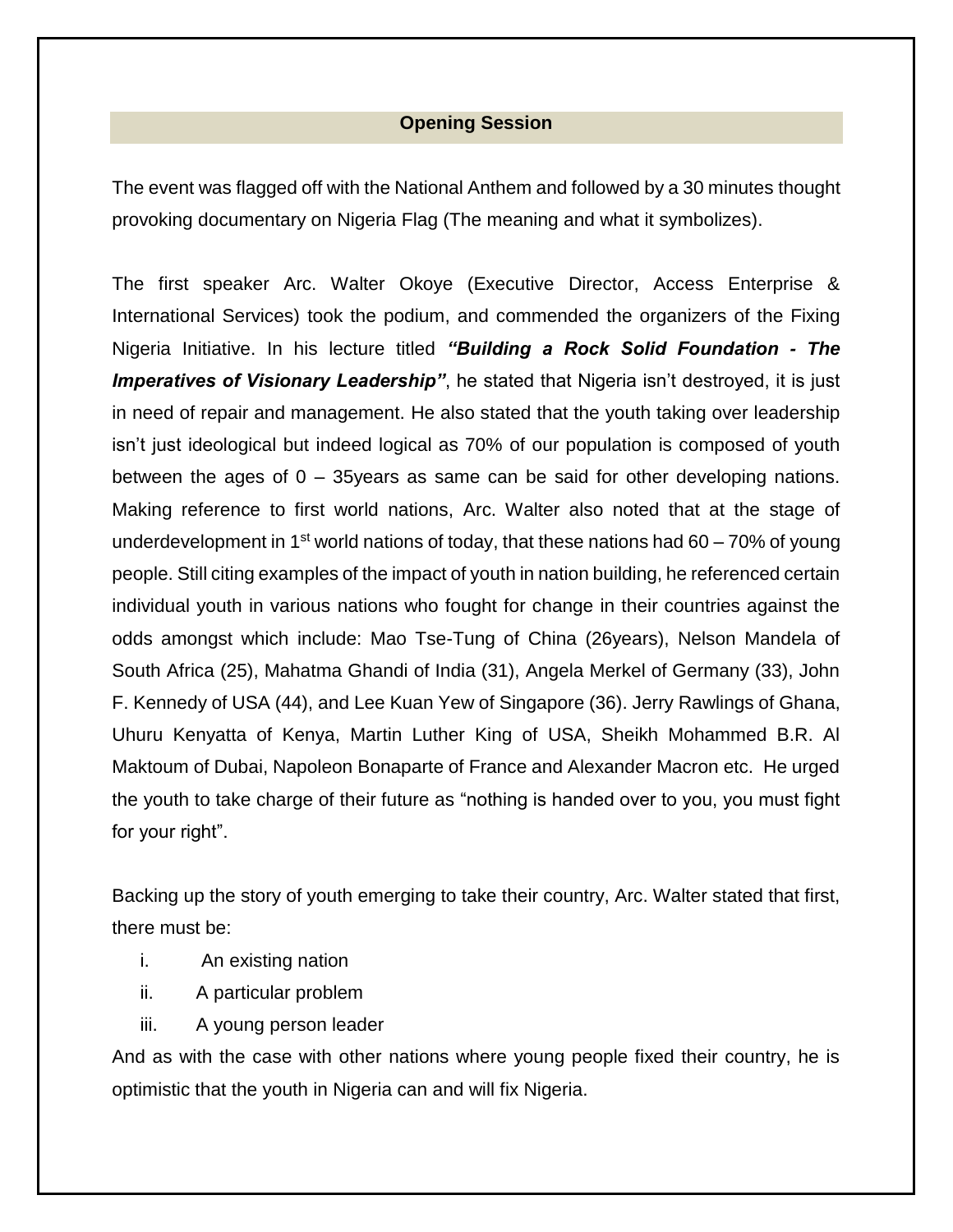## Opening Session

The event was flagged off with the National Anthem and followed by a 30 minutes thought provoking documentary on Nigeria Flag (The meaning and what it symbolizes).

The first speaker Arc. Walter Okoye (Executive Director, Access Enterprise & International Services) took the podium, and commended the organizers of the Fixing Nigeria Initiative. In his lecture titled ***"Building a Rock Solid Foundation - The Imperatives of Visionary Leadership"***, he stated that Nigeria isn't destroyed, it is just in need of repair and management. He also stated that the youth taking over leadership isn't just ideological but indeed logical as 70% of our population is composed of youth between the ages of 0 – 35years as same can be said for other developing nations. Making reference to first world nations, Arc. Walter also noted that at the stage of underdevelopment in 1st world nations of today, that these nations had 60 – 70% of young people. Still citing examples of the impact of youth in nation building, he referenced certain individual youth in various nations who fought for change in their countries against the odds amongst which include: Mao Tse-Tung of China (26years), Nelson Mandela of South Africa (25), Mahatma Ghandi of India (31), Angela Merkel of Germany (33), John F. Kennedy of USA (44), and Lee Kuan Yew of Singapore (36). Jerry Rawlings of Ghana, Uhuru Kenyatta of Kenya, Martin Luther King of USA, Sheikh Mohammed B.R. Al Maktoum of Dubai, Napoleon Bonaparte of France and Alexander Macron etc. He urged the youth to take charge of their future as "nothing is handed over to you, you must fight for your right".

Backing up the story of youth emerging to take their country, Arc. Walter stated that first, there must be:

i. An existing nation
ii. A particular problem
iii. A young person leader

And as with the case with other nations where young people fixed their country, he is optimistic that the youth in Nigeria can and will fix Nigeria.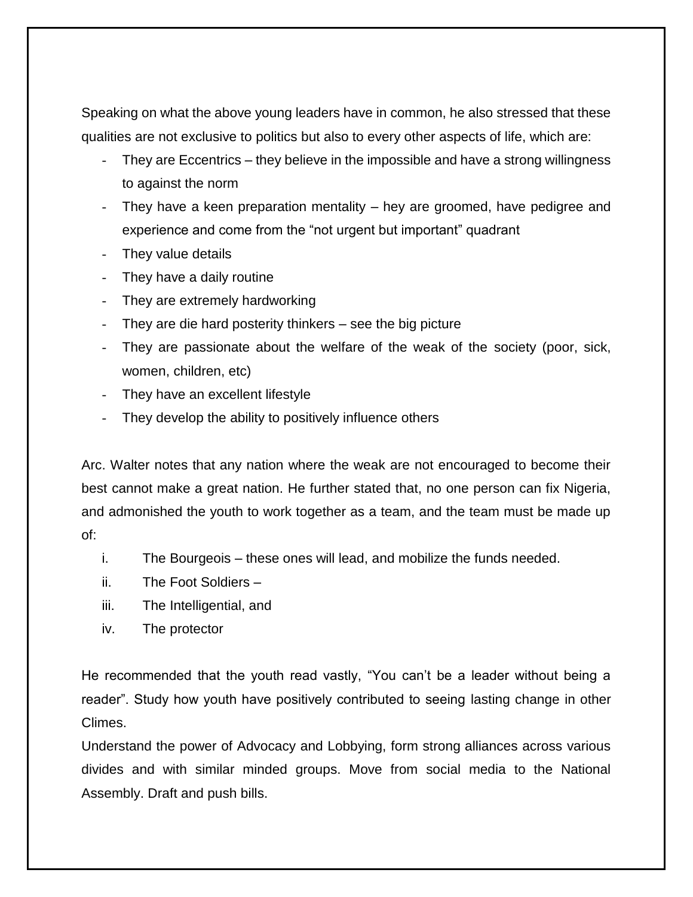Speaking on what the above young leaders have in common, he also stressed that these qualities are not exclusive to politics but also to every other aspects of life, which are:

- They are Eccentrics – they believe in the impossible and have a strong willingness to against the norm
- They have a keen preparation mentality – hey are groomed, have pedigree and experience and come from the “not urgent but important” quadrant
- They value details
- They have a daily routine
- They are extremely hardworking
- They are die hard posterity thinkers – see the big picture
- They are passionate about the welfare of the weak of the society (poor, sick, women, children, etc)
- They have an excellent lifestyle
- They develop the ability to positively influence others

Arc. Walter notes that any nation where the weak are not encouraged to become their best cannot make a great nation. He further stated that, no one person can fix Nigeria, and admonished the youth to work together as a team, and the team must be made up of:

i. The Bourgeois – these ones will lead, and mobilize the funds needed.
ii. The Foot Soldiers –
iii. The Intelligential, and
iv. The protector

He recommended that the youth read vastly, “You can’t be a leader without being a reader”. Study how youth have positively contributed to seeing lasting change in other Climes.

Understand the power of Advocacy and Lobbying, form strong alliances across various divides and with similar minded groups. Move from social media to the National Assembly. Draft and push bills.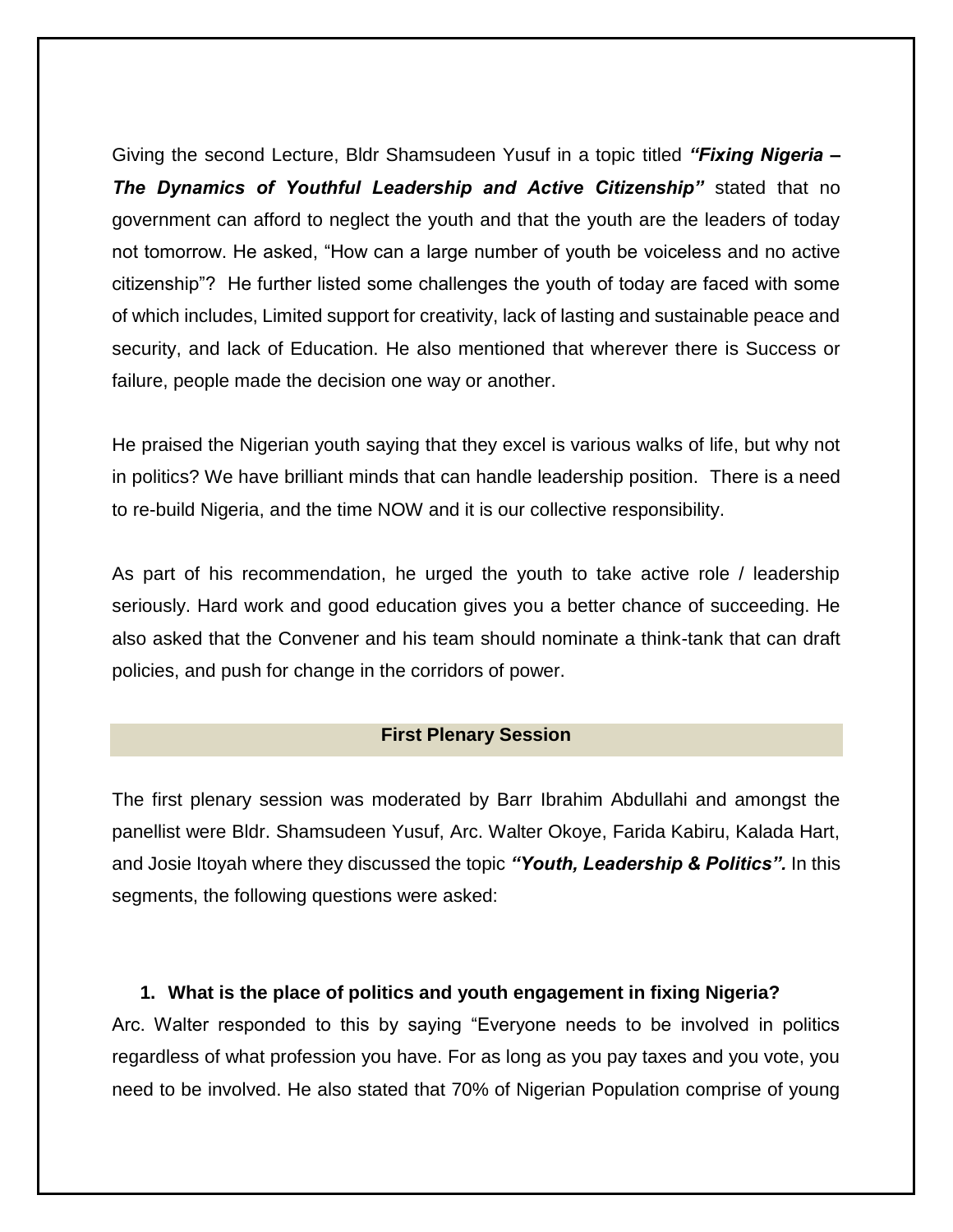Giving the second Lecture, Bldr Shamsudeen Yusuf in a topic titled ***"Fixing Nigeria – The Dynamics of Youthful Leadership and Active Citizenship"*** stated that no government can afford to neglect the youth and that the youth are the leaders of today not tomorrow. He asked, "How can a large number of youth be voiceless and no active citizenship"? He further listed some challenges the youth of today are faced with some of which includes, Limited support for creativity, lack of lasting and sustainable peace and security, and lack of Education. He also mentioned that wherever there is Success or failure, people made the decision one way or another.

He praised the Nigerian youth saying that they excel is various walks of life, but why not in politics? We have brilliant minds that can handle leadership position. There is a need to re-build Nigeria, and the time NOW and it is our collective responsibility.

As part of his recommendation, he urged the youth to take active role / leadership seriously. Hard work and good education gives you a better chance of succeeding. He also asked that the Convener and his team should nominate a think-tank that can draft policies, and push for change in the corridors of power.

## First Plenary Session

The first plenary session was moderated by Barr Ibrahim Abdullahi and amongst the panellist were Bldr. Shamsudeen Yusuf, Arc. Walter Okoye, Farida Kabiru, Kalada Hart, and Josie Itoyah where they discussed the topic ***"Youth, Leadership & Politics".*** In this segments, the following questions were asked:

1. **What is the place of politics and youth engagement in fixing Nigeria?**

Arc. Walter responded to this by saying "Everyone needs to be involved in politics regardless of what profession you have. For as long as you pay taxes and you vote, you need to be involved. He also stated that 70% of Nigerian Population comprise of young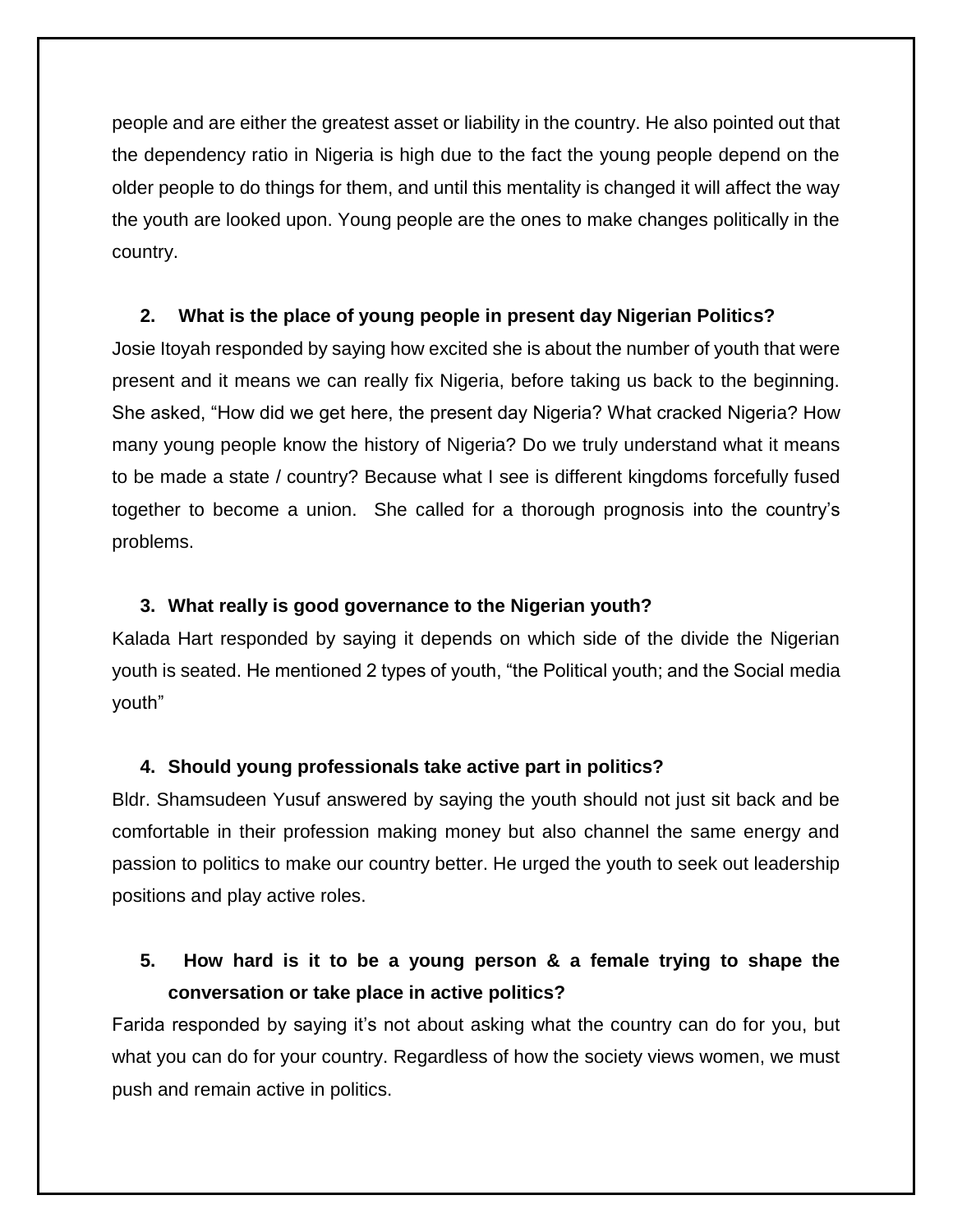people and are either the greatest asset or liability in the country. He also pointed out that the dependency ratio in Nigeria is high due to the fact the young people depend on the older people to do things for them, and until this mentality is changed it will affect the way the youth are looked upon. Young people are the ones to make changes politically in the country.

**2. What is the place of young people in present day Nigerian Politics?**

Josie Itoyah responded by saying how excited she is about the number of youth that were present and it means we can really fix Nigeria, before taking us back to the beginning. She asked, "How did we get here, the present day Nigeria? What cracked Nigeria? How many young people know the history of Nigeria? Do we truly understand what it means to be made a state / country? Because what I see is different kingdoms forcefully fused together to become a union. She called for a thorough prognosis into the country's problems.

**3. What really is good governance to the Nigerian youth?**

Kalada Hart responded by saying it depends on which side of the divide the Nigerian youth is seated. He mentioned 2 types of youth, "the Political youth; and the Social media youth"

**4. Should young professionals take active part in politics?**

Bldr. Shamsudeen Yusuf answered by saying the youth should not just sit back and be comfortable in their profession making money but also channel the same energy and passion to politics to make our country better. He urged the youth to seek out leadership positions and play active roles.

**5. How hard is it to be a young person & a female trying to shape the conversation or take place in active politics?**

Farida responded by saying it's not about asking what the country can do for you, but what you can do for your country. Regardless of how the society views women, we must push and remain active in politics.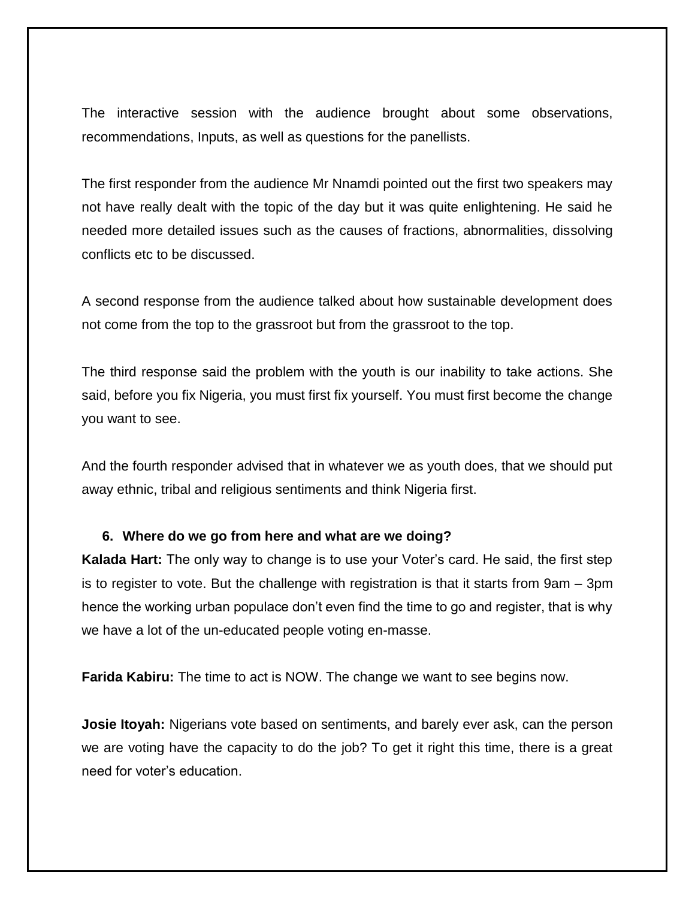The interactive session with the audience brought about some observations, recommendations, Inputs, as well as questions for the panellists.

The first responder from the audience Mr Nnamdi pointed out the first two speakers may not have really dealt with the topic of the day but it was quite enlightening. He said he needed more detailed issues such as the causes of fractions, abnormalities, dissolving conflicts etc to be discussed.

A second response from the audience talked about how sustainable development does not come from the top to the grassroot but from the grassroot to the top.

The third response said the problem with the youth is our inability to take actions. She said, before you fix Nigeria, you must first fix yourself. You must first become the change you want to see.

And the fourth responder advised that in whatever we as youth does, that we should put away ethnic, tribal and religious sentiments and think Nigeria first.

6. **Where do we go from here and what are we doing?**

**Kalada Hart:** The only way to change is to use your Voter's card. He said, the first step is to register to vote. But the challenge with registration is that it starts from 9am – 3pm hence the working urban populace don't even find the time to go and register, that is why we have a lot of the un-educated people voting en-masse.

**Farida Kabiru:** The time to act is NOW. The change we want to see begins now.

**Josie Itoyah:** Nigerians vote based on sentiments, and barely ever ask, can the person we are voting have the capacity to do the job? To get it right this time, there is a great need for voter's education.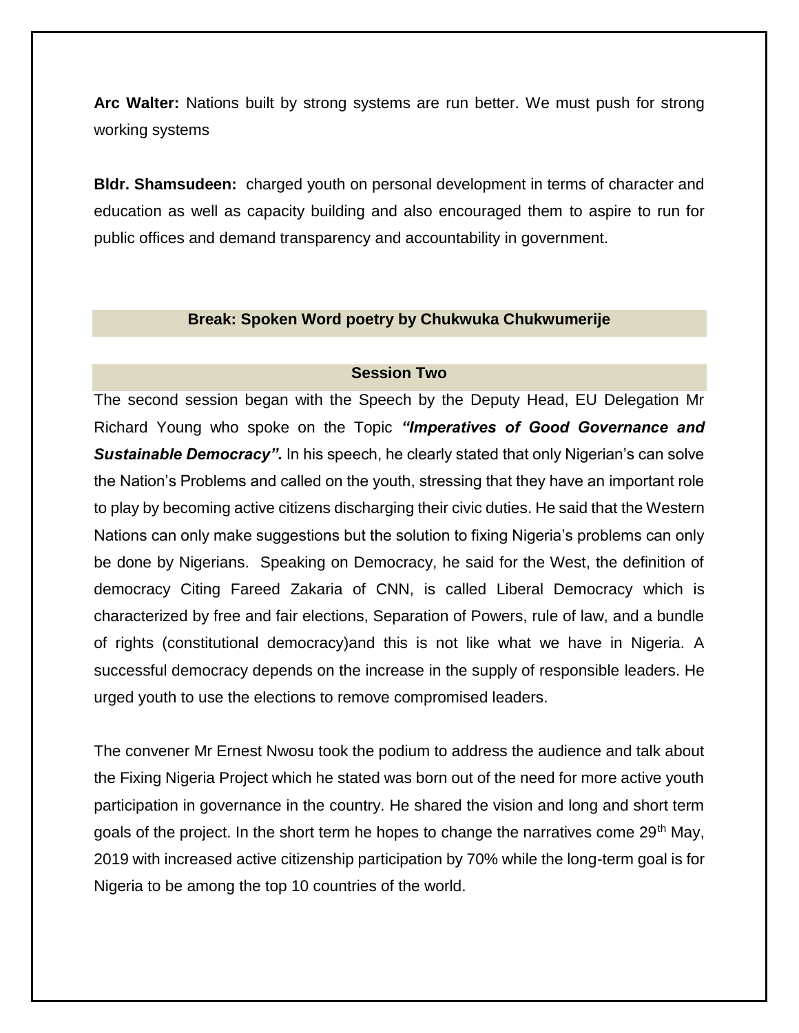**Arc Walter:** Nations built by strong systems are run better. We must push for strong working systems

**Bldr. Shamsudeen:** charged youth on personal development in terms of character and education as well as capacity building and also encouraged them to aspire to run for public offices and demand transparency and accountability in government.

**Break: Spoken Word poetry by Chukwuka Chukwumerije**

**Session Two**

The second session began with the Speech by the Deputy Head, EU Delegation Mr Richard Young who spoke on the Topic ***"Imperatives of Good Governance and Sustainable Democracy".*** In his speech, he clearly stated that only Nigerian's can solve the Nation's Problems and called on the youth, stressing that they have an important role to play by becoming active citizens discharging their civic duties. He said that the Western Nations can only make suggestions but the solution to fixing Nigeria's problems can only be done by Nigerians. Speaking on Democracy, he said for the West, the definition of democracy Citing Fareed Zakaria of CNN, is called Liberal Democracy which is characterized by free and fair elections, Separation of Powers, rule of law, and a bundle of rights (constitutional democracy)and this is not like what we have in Nigeria. A successful democracy depends on the increase in the supply of responsible leaders. He urged youth to use the elections to remove compromised leaders.

The convener Mr Ernest Nwosu took the podium to address the audience and talk about the Fixing Nigeria Project which he stated was born out of the need for more active youth participation in governance in the country. He shared the vision and long and short term goals of the project. In the short term he hopes to change the narratives come 29th May, 2019 with increased active citizenship participation by 70% while the long-term goal is for Nigeria to be among the top 10 countries of the world.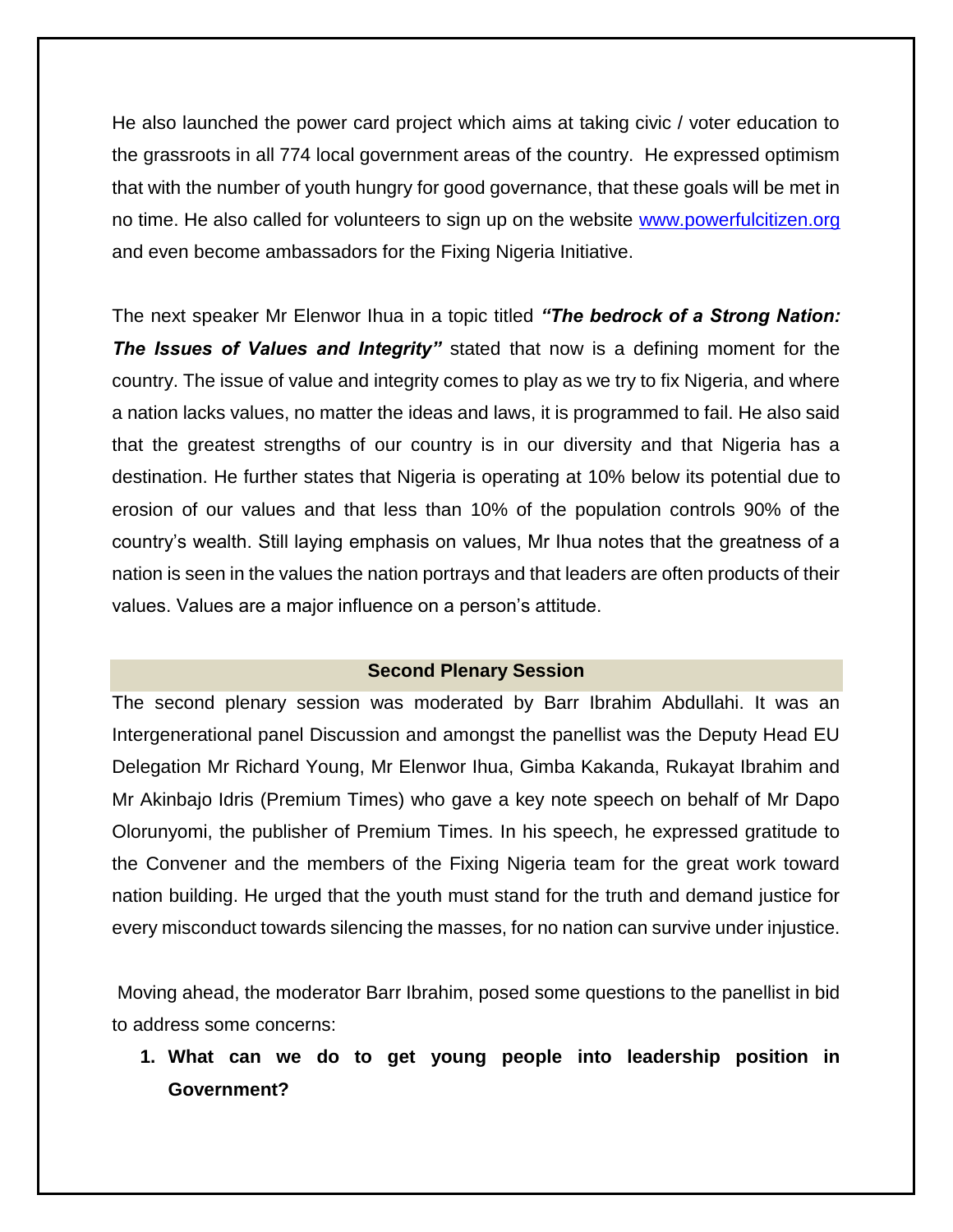He also launched the power card project which aims at taking civic / voter education to the grassroots in all 774 local government areas of the country. He expressed optimism that with the number of youth hungry for good governance, that these goals will be met in no time. He also called for volunteers to sign up on the website [www.powerfulcitizen.org](http://www.powerfulcitizen.org) and even become ambassadors for the Fixing Nigeria Initiative.

The next speaker Mr Elenwor Ihua in a topic titled ***"The bedrock of a Strong Nation: The Issues of Values and Integrity"*** stated that now is a defining moment for the country. The issue of value and integrity comes to play as we try to fix Nigeria, and where a nation lacks values, no matter the ideas and laws, it is programmed to fail. He also said that the greatest strengths of our country is in our diversity and that Nigeria has a destination. He further states that Nigeria is operating at 10% below its potential due to erosion of our values and that less than 10% of the population controls 90% of the country's wealth. Still laying emphasis on values, Mr Ihua notes that the greatness of a nation is seen in the values the nation portrays and that leaders are often products of their values. Values are a major influence on a person's attitude.

## Second Plenary Session

The second plenary session was moderated by Barr Ibrahim Abdullahi. It was an Intergenerational panel Discussion and amongst the panellist was the Deputy Head EU Delegation Mr Richard Young, Mr Elenwor Ihua, Gimba Kakanda, Rukayat Ibrahim and Mr Akinbajo Idris (Premium Times) who gave a key note speech on behalf of Mr Dapo Olorunyomi, the publisher of Premium Times. In his speech, he expressed gratitude to the Convener and the members of the Fixing Nigeria team for the great work toward nation building. He urged that the youth must stand for the truth and demand justice for every misconduct towards silencing the masses, for no nation can survive under injustice.

Moving ahead, the moderator Barr Ibrahim, posed some questions to the panellist in bid to address some concerns:

1. **What can we do to get young people into leadership position in Government?**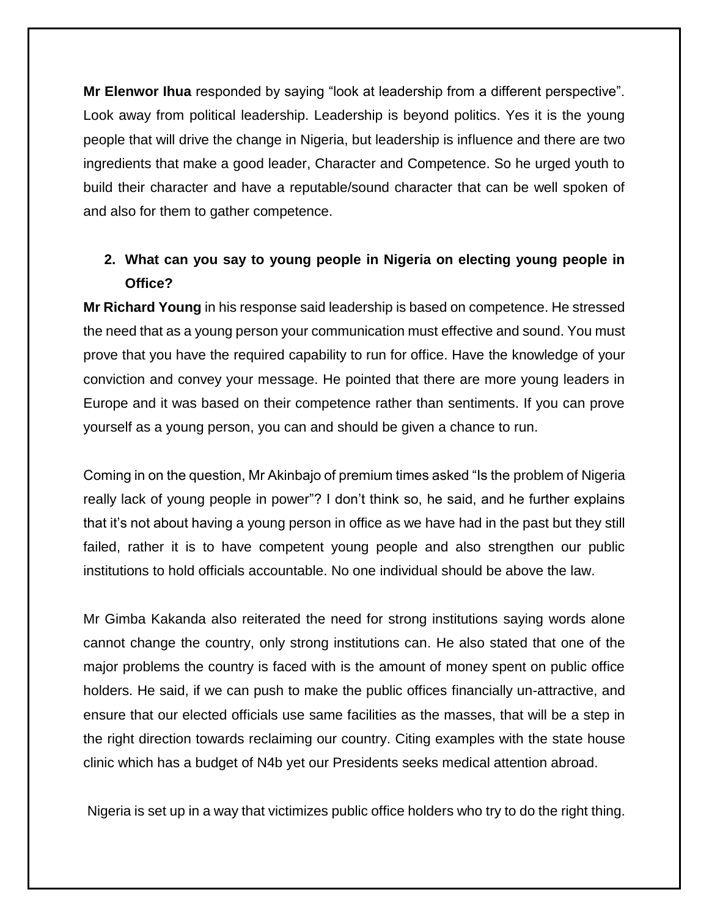**Mr Elenwor Ihua** responded by saying "look at leadership from a different perspective". Look away from political leadership. Leadership is beyond politics. Yes it is the young people that will drive the change in Nigeria, but leadership is influence and there are two ingredients that make a good leader, Character and Competence. So he urged youth to build their character and have a reputable/sound character that can be well spoken of and also for them to gather competence.

2. **What can you say to young people in Nigeria on electing young people in Office?**

**Mr Richard Young** in his response said leadership is based on competence. He stressed the need that as a young person your communication must effective and sound. You must prove that you have the required capability to run for office. Have the knowledge of your conviction and convey your message. He pointed that there are more young leaders in Europe and it was based on their competence rather than sentiments. If you can prove yourself as a young person, you can and should be given a chance to run.

Coming in on the question, Mr Akinbajo of premium times asked "Is the problem of Nigeria really lack of young people in power"? I don't think so, he said, and he further explains that it's not about having a young person in office as we have had in the past but they still failed, rather it is to have competent young people and also strengthen our public institutions to hold officials accountable. No one individual should be above the law.

Mr Gimba Kakanda also reiterated the need for strong institutions saying words alone cannot change the country, only strong institutions can. He also stated that one of the major problems the country is faced with is the amount of money spent on public office holders. He said, if we can push to make the public offices financially un-attractive, and ensure that our elected officials use same facilities as the masses, that will be a step in the right direction towards reclaiming our country. Citing examples with the state house clinic which has a budget of N4b yet our Presidents seeks medical attention abroad.

Nigeria is set up in a way that victimizes public office holders who try to do the right thing.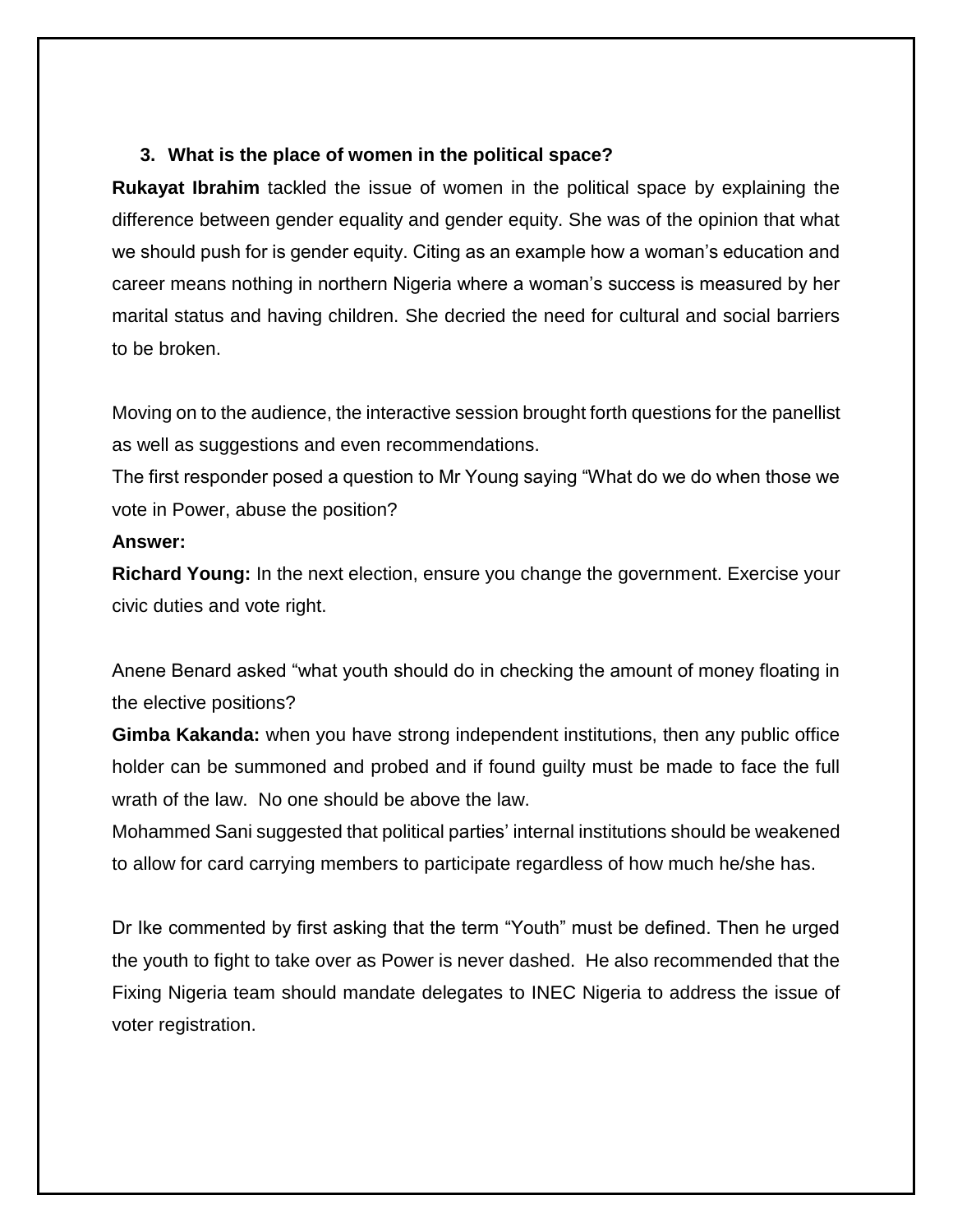3. **What is the place of women in the political space?**

**Rukayat Ibrahim** tackled the issue of women in the political space by explaining the difference between gender equality and gender equity. She was of the opinion that what we should push for is gender equity. Citing as an example how a woman's education and career means nothing in northern Nigeria where a woman's success is measured by her marital status and having children. She decried the need for cultural and social barriers to be broken.

Moving on to the audience, the interactive session brought forth questions for the panellist as well as suggestions and even recommendations.

The first responder posed a question to Mr Young saying "What do we do when those we vote in Power, abuse the position?

**Answer:**

**Richard Young:** In the next election, ensure you change the government. Exercise your civic duties and vote right.

Anene Benard asked "what youth should do in checking the amount of money floating in the elective positions?

**Gimba Kakanda:** when you have strong independent institutions, then any public office holder can be summoned and probed and if found guilty must be made to face the full wrath of the law. No one should be above the law.

Mohammed Sani suggested that political parties' internal institutions should be weakened to allow for card carrying members to participate regardless of how much he/she has.

Dr Ike commented by first asking that the term "Youth" must be defined. Then he urged the youth to fight to take over as Power is never dashed. He also recommended that the Fixing Nigeria team should mandate delegates to INEC Nigeria to address the issue of voter registration.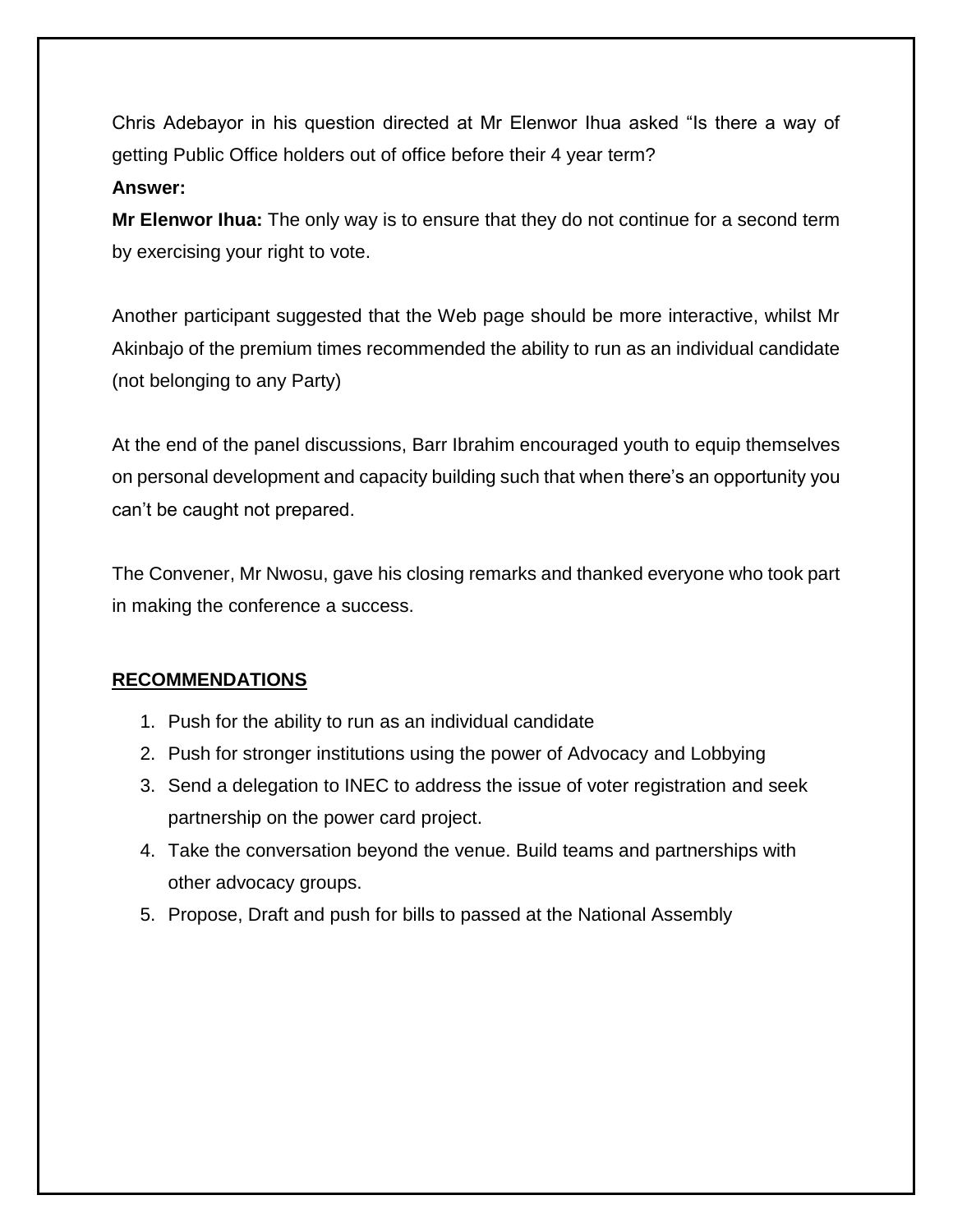Chris Adebayor in his question directed at Mr Elenwor Ihua asked "Is there a way of getting Public Office holders out of office before their 4 year term?

**Answer:**

**Mr Elenwor Ihua:** The only way is to ensure that they do not continue for a second term by exercising your right to vote.

Another participant suggested that the Web page should be more interactive, whilst Mr Akinbajo of the premium times recommended the ability to run as an individual candidate (not belonging to any Party)

At the end of the panel discussions, Barr Ibrahim encouraged youth to equip themselves on personal development and capacity building such that when there's an opportunity you can't be caught not prepared.

The Convener, Mr Nwosu, gave his closing remarks and thanked everyone who took part in making the conference a success.

## RECOMMENDATIONS

1. Push for the ability to run as an individual candidate
2. Push for stronger institutions using the power of Advocacy and Lobbying
3. Send a delegation to INEC to address the issue of voter registration and seek partnership on the power card project.
4. Take the conversation beyond the venue. Build teams and partnerships with other advocacy groups.
5. Propose, Draft and push for bills to passed at the National Assembly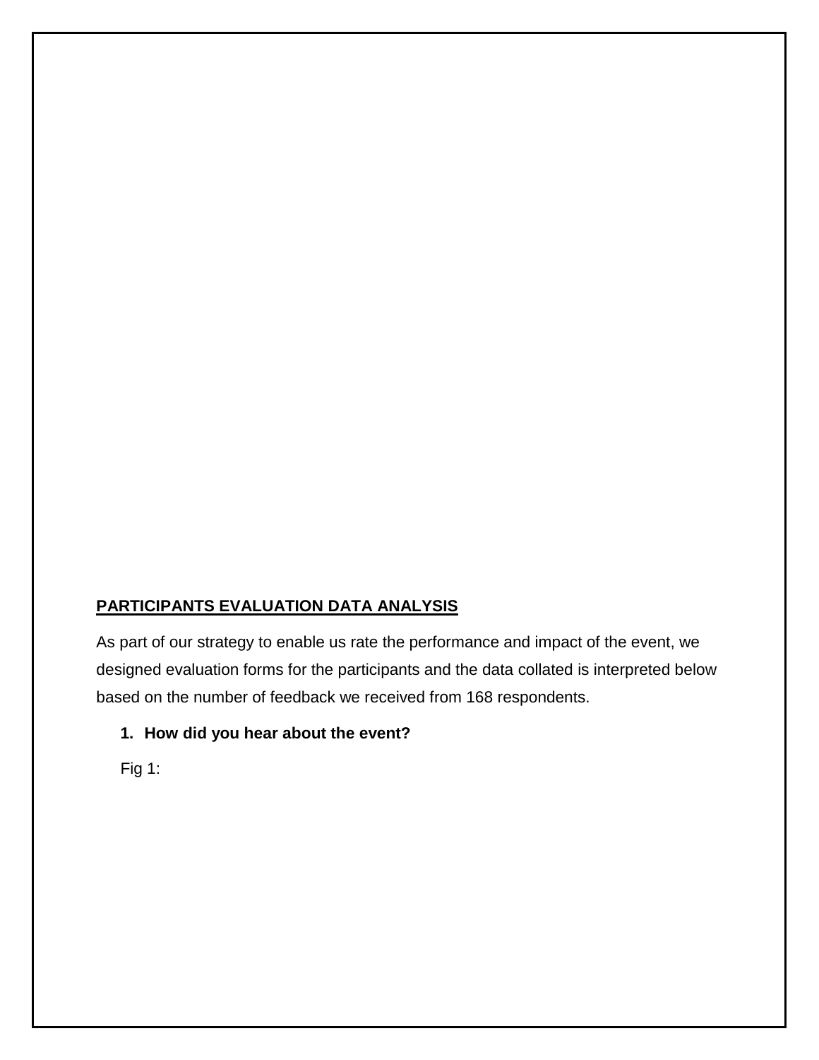## PARTICIPANTS EVALUATION DATA ANALYSIS

As part of our strategy to enable us rate the performance and impact of the event, we designed evaluation forms for the participants and the data collated is interpreted below based on the number of feedback we received from 168 respondents.

1. **How did you hear about the event?**

   Fig 1: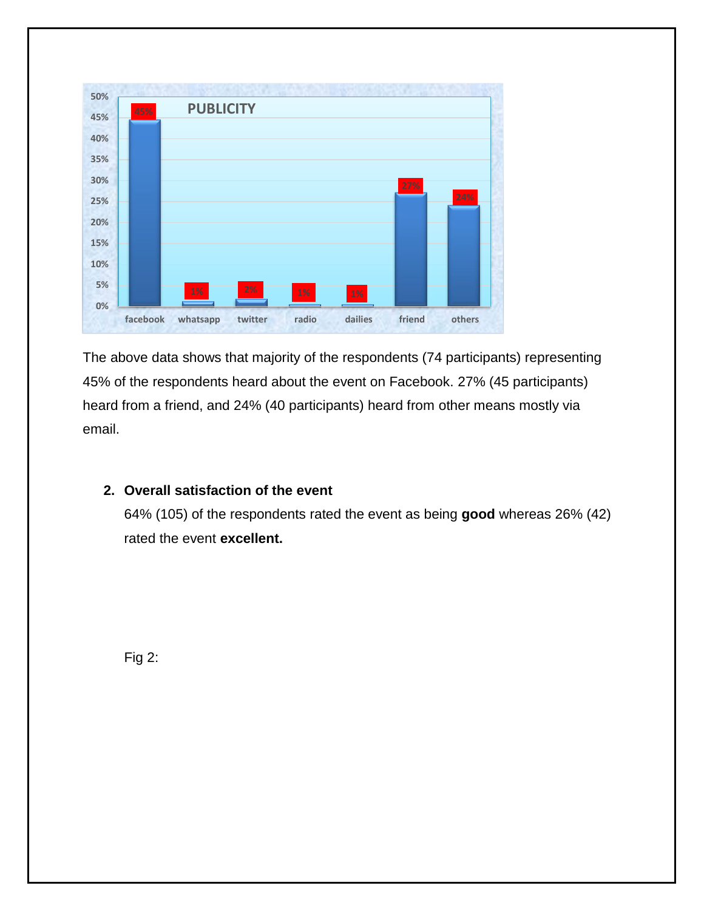**PUBLICITY**

| facebook | whatsapp | twitter | radio | dailies | friend | others |
|---|---|---|---|---|---|---|
| 45% | 1% | 2% | 1% | 1% | 27% | 24% |

The above data shows that majority of the respondents (74 participants) representing 45% of the respondents heard about the event on Facebook. 27% (45 participants) heard from a friend, and 24% (40 participants) heard from other means mostly via email.

2. **Overall satisfaction of the event**

   64% (105) of the respondents rated the event as being **good** whereas 26% (42) rated the event **excellent.**

Fig 2: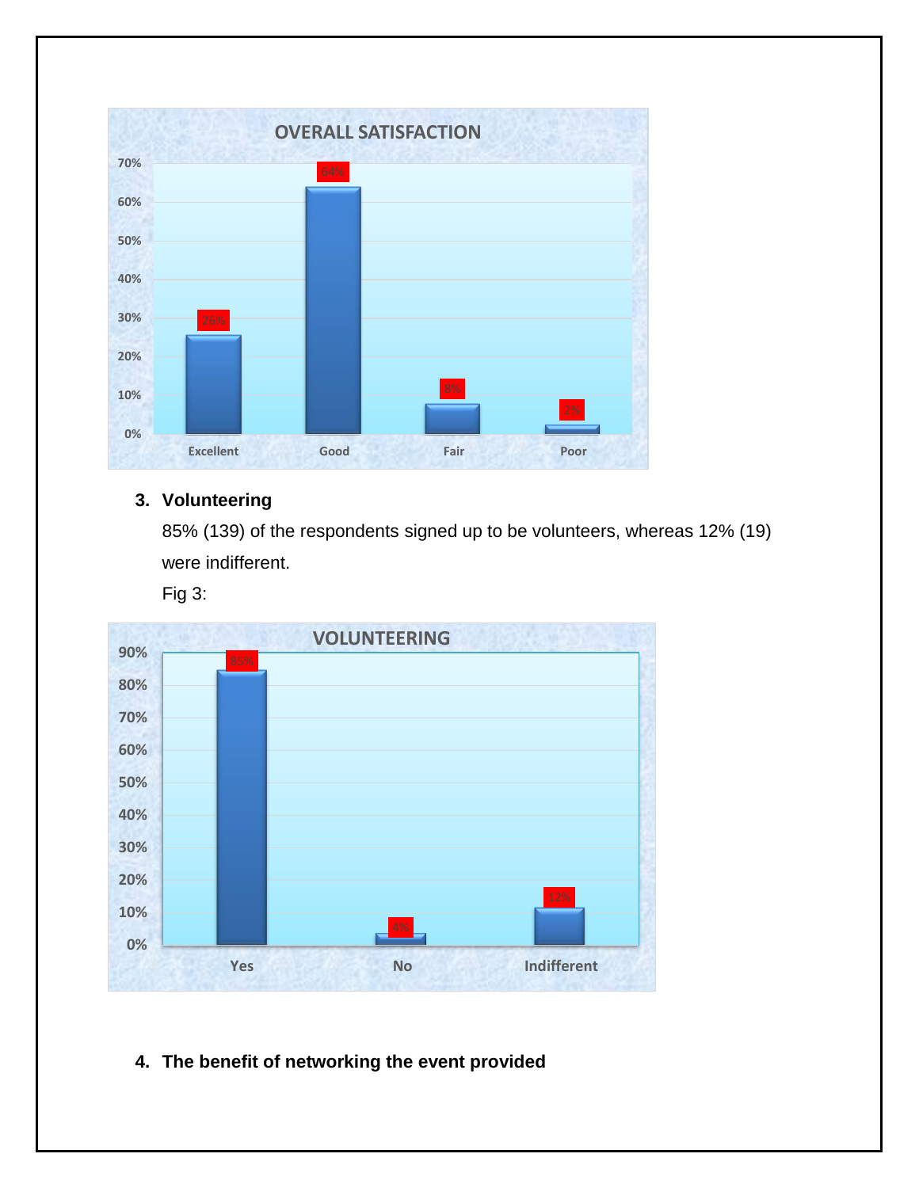3. **Volunteering**

   85% (139) of the respondents signed up to be volunteers, whereas 12% (19) were indifferent.

   Fig 3:

4. **The benefit of networking the event provided**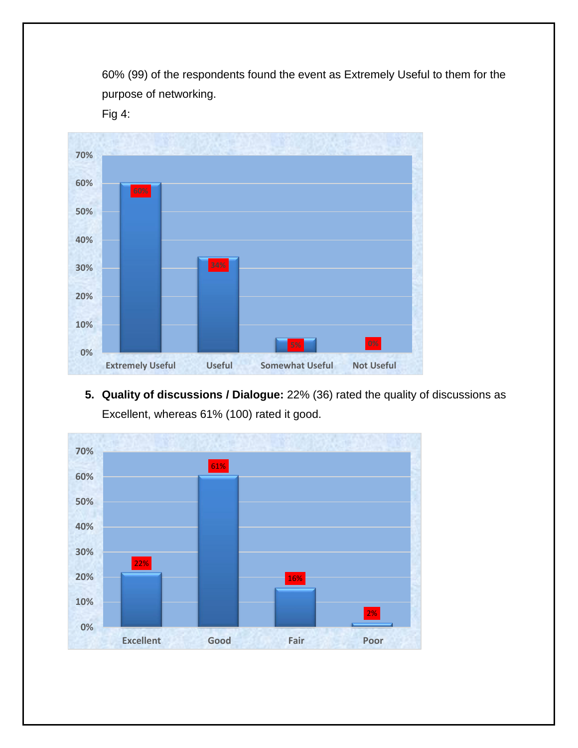60% (99) of the respondents found the event as Extremely Useful to them for the purpose of networking.

Fig 4:

5. **Quality of discussions / Dialogue:** 22% (36) rated the quality of discussions as Excellent, whereas 61% (100) rated it good.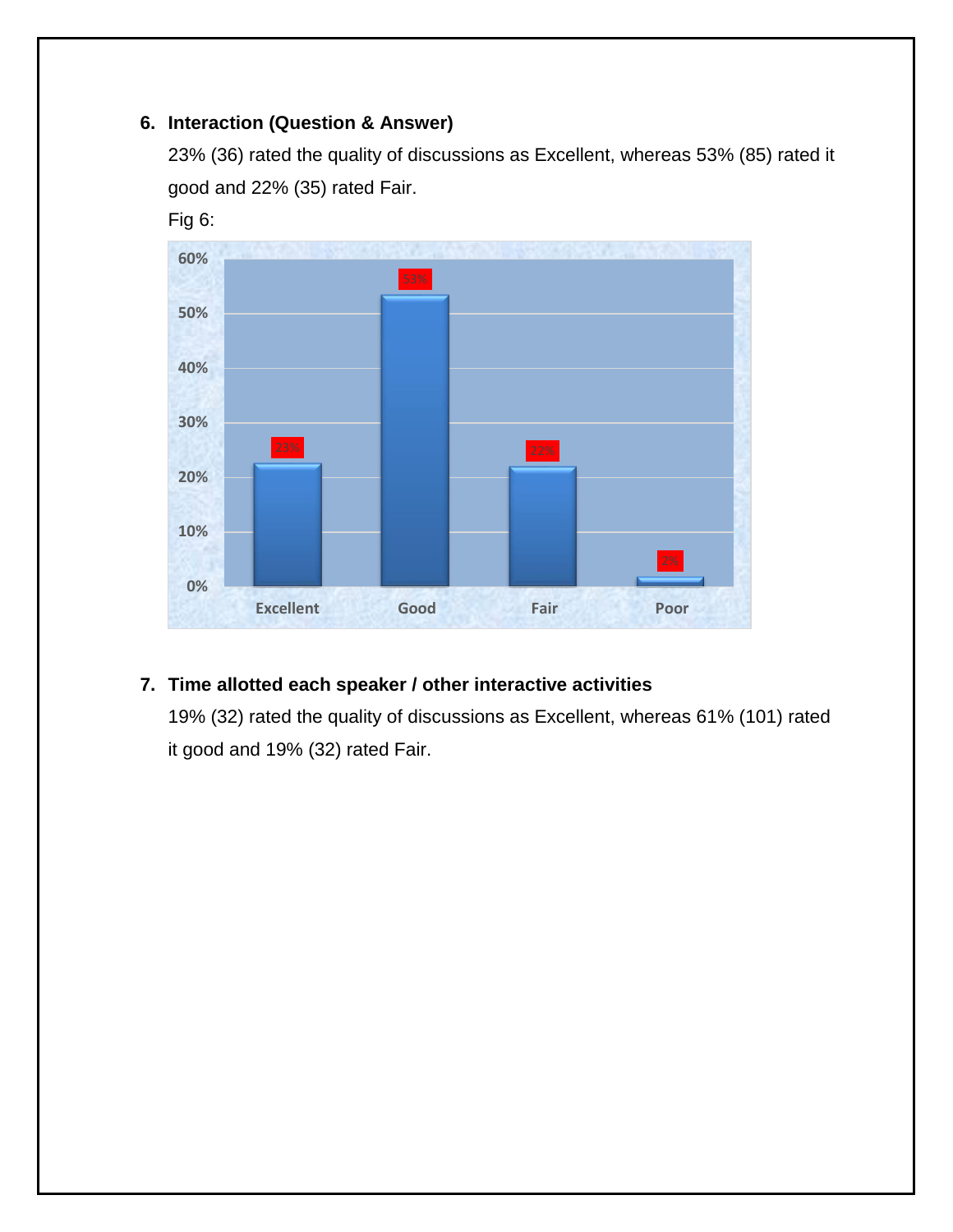6. **Interaction (Question & Answer)**

   23% (36) rated the quality of discussions as Excellent, whereas 53% (85) rated it good and 22% (35) rated Fair.

   Fig 6:

7. **Time allotted each speaker / other interactive activities**

   19% (32) rated the quality of discussions as Excellent, whereas 61% (101) rated it good and 19% (32) rated Fair.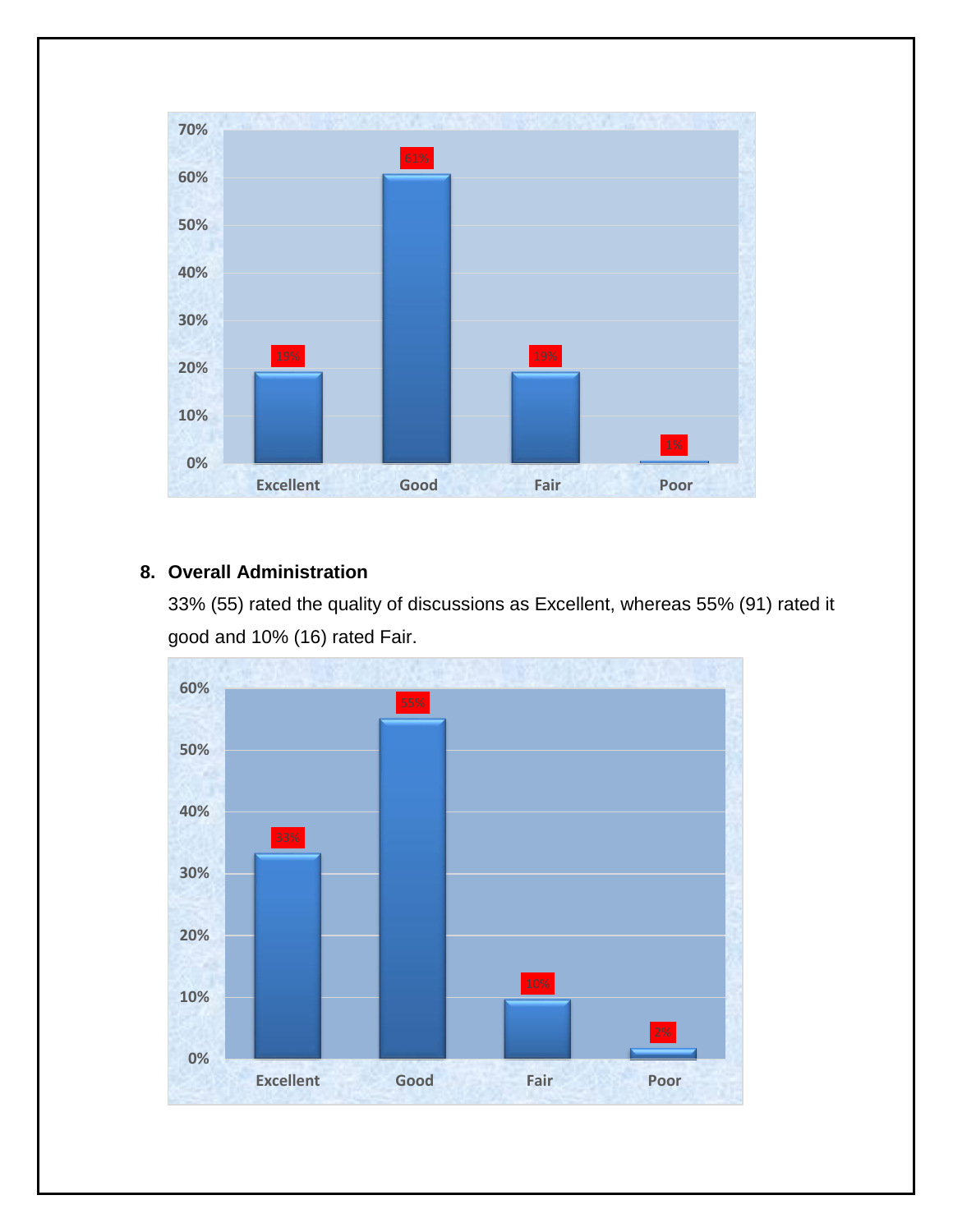| | Excellent | Good | Fair | Poor |
|---|---|---|---|---|
| Percentage | 19% | 61% | 19% | 1% |

8. **Overall Administration**

33% (55) rated the quality of discussions as Excellent, whereas 55% (91) rated it good and 10% (16) rated Fair.

| | Excellent | Good | Fair | Poor |
|---|---|---|---|---|
| Percentage | 33% | 55% | 10% | 2% |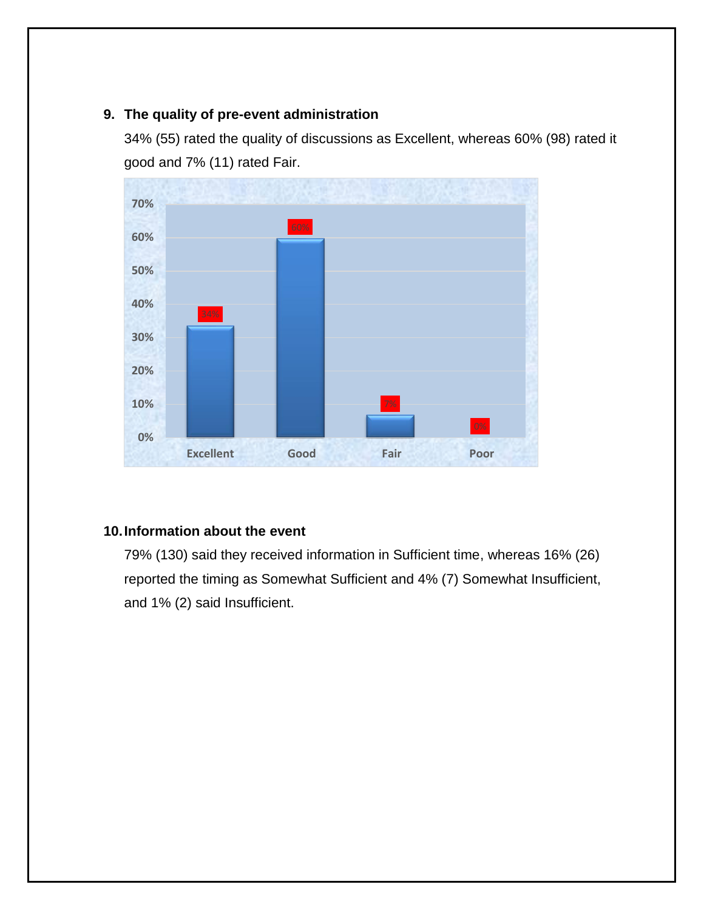9. **The quality of pre-event administration**

   34% (55) rated the quality of discussions as Excellent, whereas 60% (98) rated it good and 7% (11) rated Fair.

10. **Information about the event**

    79% (130) said they received information in Sufficient time, whereas 16% (26) reported the timing as Somewhat Sufficient and 4% (7) Somewhat Insufficient, and 1% (2) said Insufficient.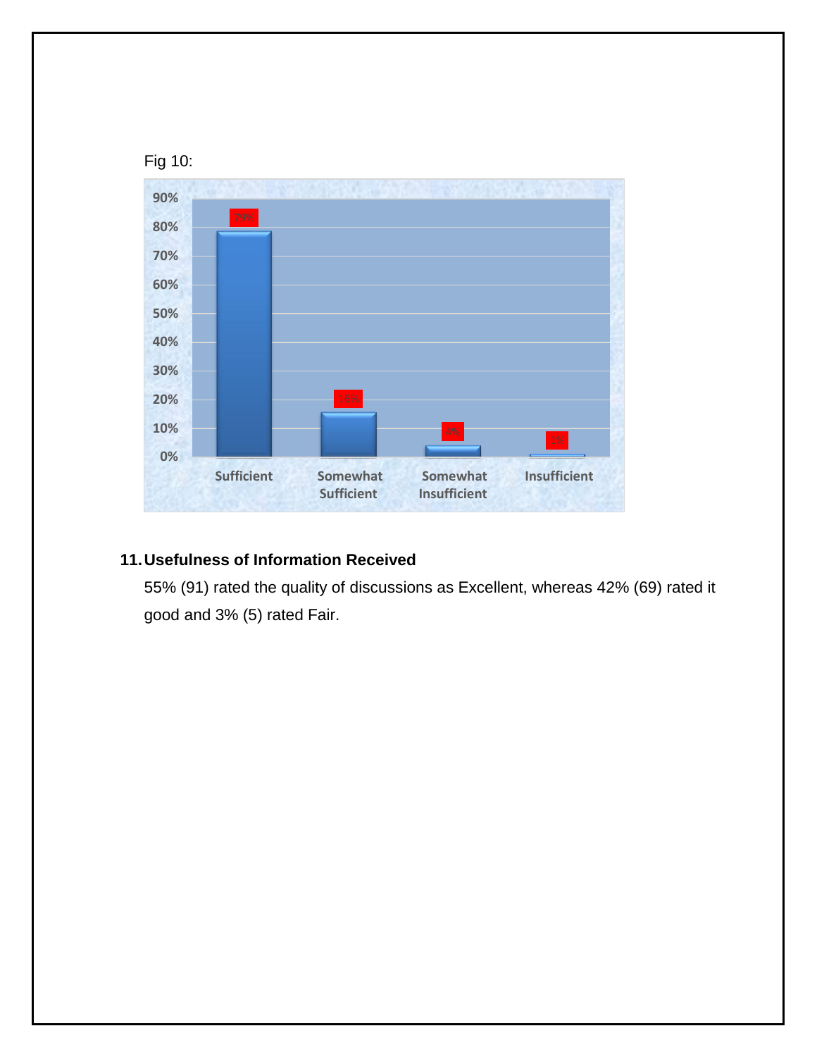Fig 10:

| | Sufficient | Somewhat Sufficient | Somewhat Insufficient | Insufficient |
|---|---|---|---|---|
| % | 79% | 16% | 4% | 1% |

## 11. Usefulness of Information Received

55% (91) rated the quality of discussions as Excellent, whereas 42% (69) rated it good and 3% (5) rated Fair.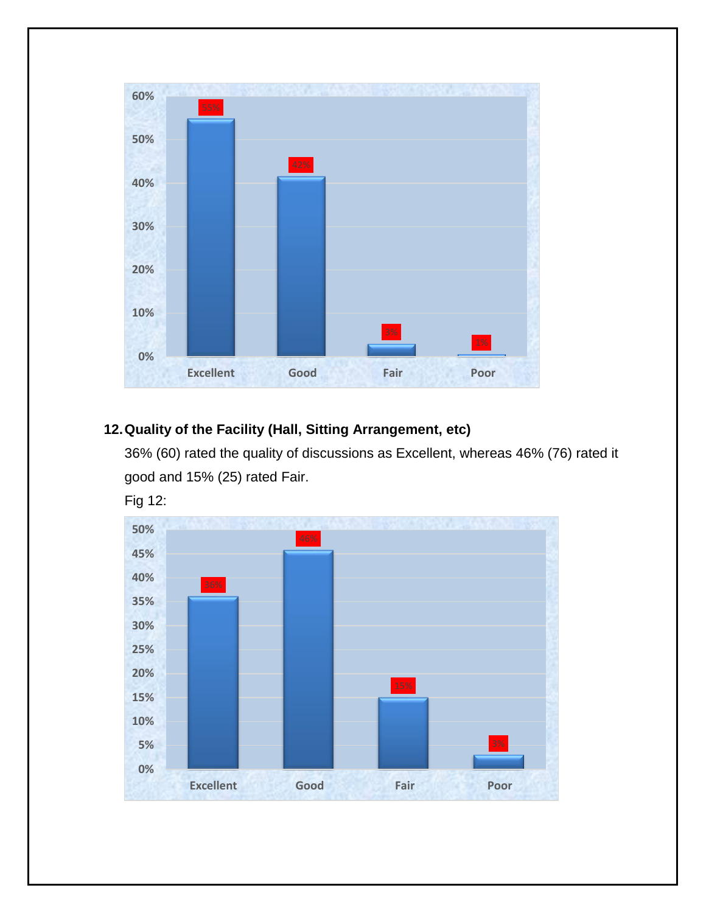**12. Quality of the Facility (Hall, Sitting Arrangement, etc)**

36% (60) rated the quality of discussions as Excellent, whereas 46% (76) rated it good and 15% (25) rated Fair.

Fig 12: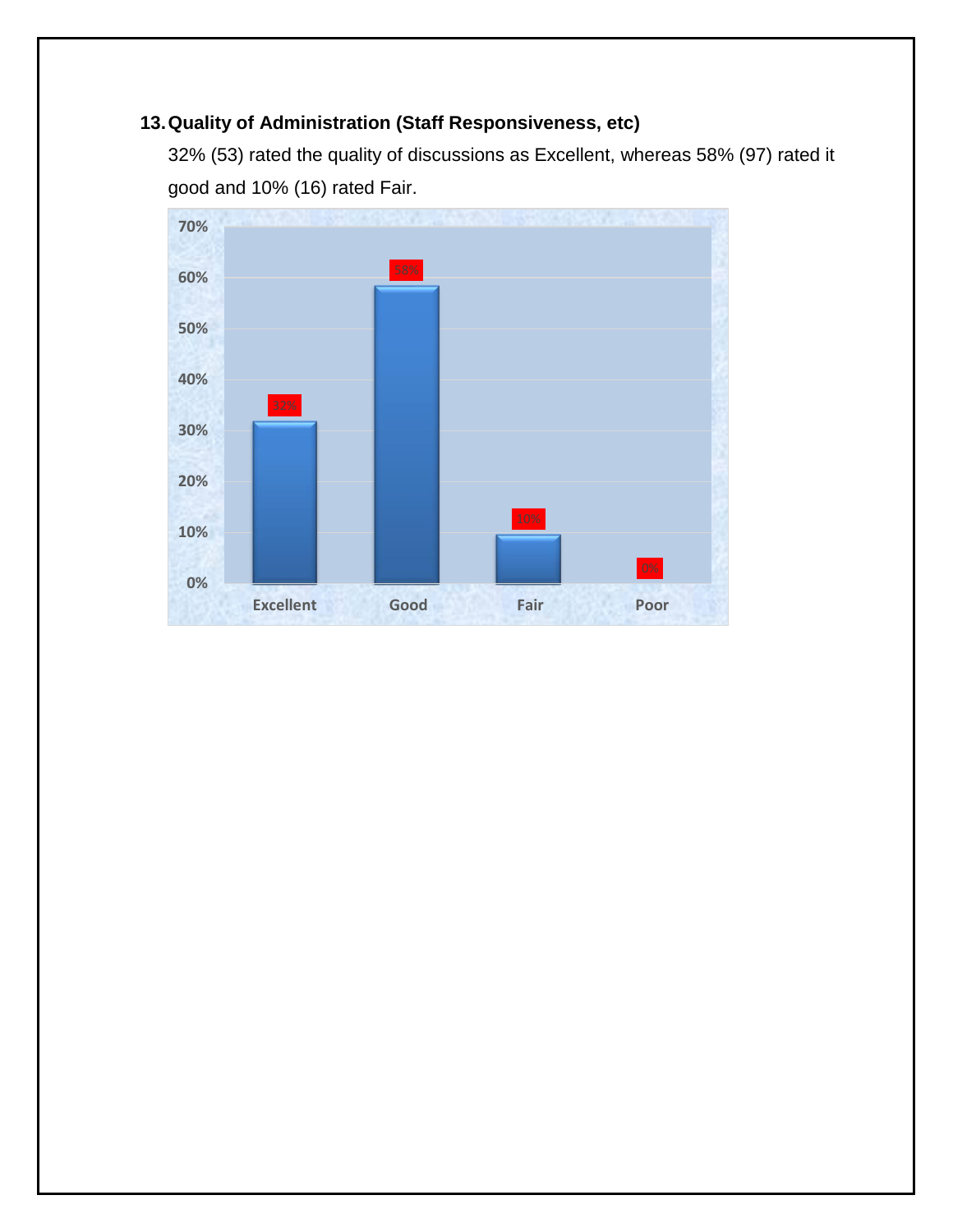### 13. Quality of Administration (Staff Responsiveness, etc)

32% (53) rated the quality of discussions as Excellent, whereas 58% (97) rated it good and 10% (16) rated Fair.

70%
60%
50%
40%
30%
20%
10%
0%

32%
58%
10%
0%

Excellent
Good
Fair
Poor